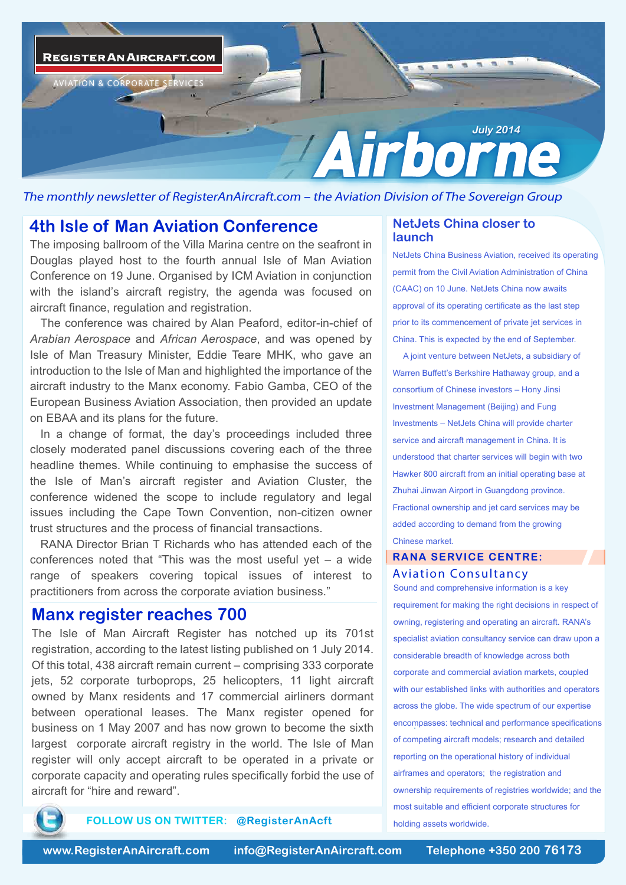**REGISTERANAIRCRAFT.COM**

AVIATION & CORPORATE SERVICES

July 2014

# Airborne

*The monthly newsletter of RegisterAnAircraft.com – the Aviation Division of The Sovereign Group*

## 4th Isle of Man Aviation Conference

The imposing ballroom of the Villa Marina centre on the seafront in Douglas played host to the fourth annual Isle of Man Aviation Conference on 19 June. Organised by ICM Aviation in conjunction with the island's aircraft registry, the agenda was focused on aircraft finance, regulation and registration.

The conference was chaired by Alan Peaford, editor-in-chief of *Arabian Aerospace* and *African Aerospace*, and was opened by Isle of Man Treasury Minister, Eddie Teare MHK, who gave an introduction to the Isle of Man and highlighted the importance of the aircraft industry to the Manx economy. Fabio Gamba, CEO of the European Business Aviation Association, then provided an update on EBAA and its plans for the future.

In a change of format, the day's proceedings included three closely moderated panel discussions covering each of the three headline themes. While continuing to emphasise the success of the Isle of Man's aircraft register and Aviation Cluster, the conference widened the scope to include regulatory and legal issues including the Cape Town Convention, non-citizen owner trust structures and the process of financial transactions.

RANA Director Brian T Richards who has attended each of the conferences noted that "This was the most useful yet – a wide range of speakers covering topical issues of interest to practitioners from across the corporate aviation business."

## Manx register reaches 700

The Isle of Man Aircraft Register has notched up its 701st registration, according to the latest listing published on 1 July 2014. Of this total, 438 aircraft remain current – comprising 333 corporate jets, 52 corporate turboprops, 25 helicopters, 11 light aircraft owned by Manx residents and 17 commercial airliners dormant between operational leases. The Manx register opened for business on 1 May 2007 and has now grown to become the sixth largest corporate aircraft registry in the world. The Isle of Man register will only accept aircraft to be operated in a private or corporate capacity and operating rules specifically forbid the use of aircraft for "hire and reward".

FOLLOW US ON TWITTER: @RegisterAnAcft

## NetJets China closer to launch

NetJets China Business Aviation, received its operating permit from the Civil Aviation Administration of China (CAAC) on 10 June. NetJets China now awaits approval of its operating certificate as the last step prior to its commencement of private jet services in China. This is expected by the end of September.

A joint venture between NetJets, a subsidiary of Warren Buffett's Berkshire Hathaway group, and a consortium of Chinese investors – Hony Jinsi Investment Management (Beijing) and Fung Investments – NetJets China will provide charter service and aircraft management in China. It is understood that charter services will begin with two Hawker 800 aircraft from an initial operating base at Zhuhai Jinwan Airport in Guangdong province. Fractional ownership and jet card services may be added according to demand from the growing Chinese market.

## RANA SERVICE CENTRE:
### Aviation Consultancy

Sound and comprehensive information is a key requirement for making the right decisions in respect of owning, registering and operating an aircraft. RANA's specialist aviation consultancy service can draw upon a considerable breadth of knowledge across both corporate and commercial aviation markets, coupled with our established links with authorities and operators across the globe. The wide spectrum of our expertise encompasses: technical and performance specifications of competing aircraft models; research and detailed reporting on the operational history of individual airframes and operators; the registration and ownership requirements of registries worldwide; and the most suitable and efficient corporate structures for holding assets worldwide.

www.RegisterAnAircraft.com info@RegisterAnAircraft.com Telephone +350 200 76173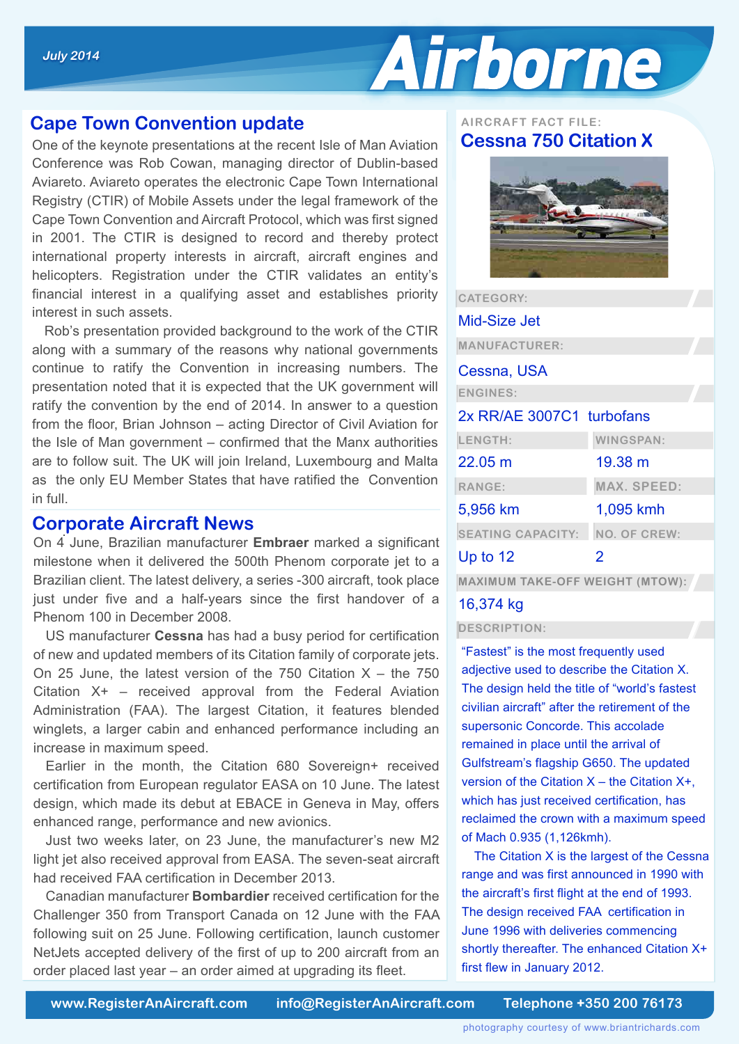July 2014

# Airborne

## Cape Town Convention update

One of the keynote presentations at the recent Isle of Man Aviation Conference was Rob Cowan, managing director of Dublin-based Aviareto. Aviareto operates the electronic Cape Town International Registry (CTIR) of Mobile Assets under the legal framework of the Cape Town Convention and Aircraft Protocol, which was first signed in 2001. The CTIR is designed to record and thereby protect international property interests in aircraft, aircraft engines and helicopters. Registration under the CTIR validates an entity's financial interest in a qualifying asset and establishes priority interest in such assets.

Rob's presentation provided background to the work of the CTIR along with a summary of the reasons why national governments continue to ratify the Convention in increasing numbers. The presentation noted that it is expected that the UK government will ratify the convention by the end of 2014. In answer to a question from the floor, Brian Johnson – acting Director of Civil Aviation for the Isle of Man government – confirmed that the Manx authorities are to follow suit. The UK will join Ireland, Luxembourg and Malta as the only EU Member States that have ratified the Convention in full.

## Corporate Aircraft News

On 4 June, Brazilian manufacturer **Embraer** marked a significant milestone when it delivered the 500th Phenom corporate jet to a Brazilian client. The latest delivery, a series -300 aircraft, took place just under five and a half-years since the first handover of a Phenom 100 in December 2008.

US manufacturer **Cessna** has had a busy period for certification of new and updated members of its Citation family of corporate jets. On 25 June, the latest version of the 750 Citation X – the 750 Citation X+ – received approval from the Federal Aviation Administration (FAA). The largest Citation, it features blended winglets, a larger cabin and enhanced performance including an increase in maximum speed.

Earlier in the month, the Citation 680 Sovereign+ received certification from European regulator EASA on 10 June. The latest design, which made its debut at EBACE in Geneva in May, offers enhanced range, performance and new avionics.

Just two weeks later, on 23 June, the manufacturer's new M2 light jet also received approval from EASA. The seven-seat aircraft had received FAA certification in December 2013.

Canadian manufacturer **Bombardier** received certification for the Challenger 350 from Transport Canada on 12 June with the FAA following suit on 25 June. Following certification, launch customer NetJets accepted delivery of the first of up to 200 aircraft from an order placed last year – an order aimed at upgrading its fleet.

AIRCRAFT FACT FILE:

## Cessna 750 Citation X

**CATEGORY:** Mid-Size Jet

**MANUFACTURER:** Cessna, USA

**ENGINES:** 2x RR/AE 3007C1 turbofans

| LENGTH: | WINGSPAN: |
|---|---|
| 22.05 m | 19.38 m |
| **RANGE:** | **MAX. SPEED:** |
| 5,956 km | 1,095 kmh |
| **SEATING CAPACITY:** | **NO. OF CREW:** |
| Up to 12 | 2 |

**MAXIMUM TAKE-OFF WEIGHT (MTOW):** 16,374 kg

**DESCRIPTION:**

"Fastest" is the most frequently used adjective used to describe the Citation X. The design held the title of "world's fastest civilian aircraft" after the retirement of the supersonic Concorde. This accolade remained in place until the arrival of Gulfstream's flagship G650. The updated version of the Citation X – the Citation X+, which has just received certification, has reclaimed the crown with a maximum speed of Mach 0.935 (1,126kmh).

The Citation X is the largest of the Cessna range and was first announced in 1990 with the aircraft's first flight at the end of 1993. The design received FAA certification in June 1996 with deliveries commencing shortly thereafter. The enhanced Citation X+ first flew in January 2012.

www.RegisterAnAircraft.com    info@RegisterAnAircraft.com    Telephone +350 200 76173

photography courtesy of www.briantrichards.com